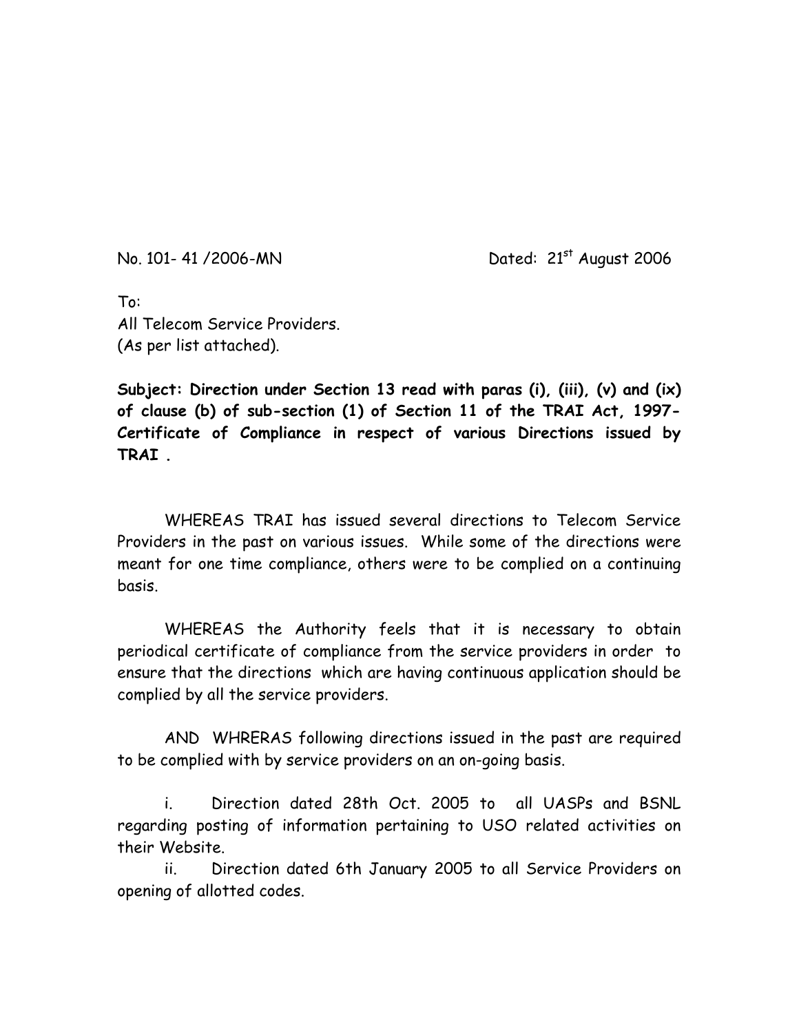No. 101- 41 /2006-MN Dated: 21st August 2006

To:
All Telecom Service Providers.
(As per list attached).

**Subject: Direction under Section 13 read with paras (i), (iii), (v) and (ix) of clause (b) of sub-section (1) of Section 11 of the TRAI Act, 1997- Certificate of Compliance in respect of various Directions issued by TRAI .**

WHEREAS TRAI has issued several directions to Telecom Service Providers in the past on various issues. While some of the directions were meant for one time compliance, others were to be complied on a continuing basis.

WHEREAS the Authority feels that it is necessary to obtain periodical certificate of compliance from the service providers in order to ensure that the directions which are having continuous application should be complied by all the service providers.

AND WHRERAS following directions issued in the past are required to be complied with by service providers on an on-going basis.

i. Direction dated 28th Oct. 2005 to all UASPs and BSNL regarding posting of information pertaining to USO related activities on their Website.

ii. Direction dated 6th January 2005 to all Service Providers on opening of allotted codes.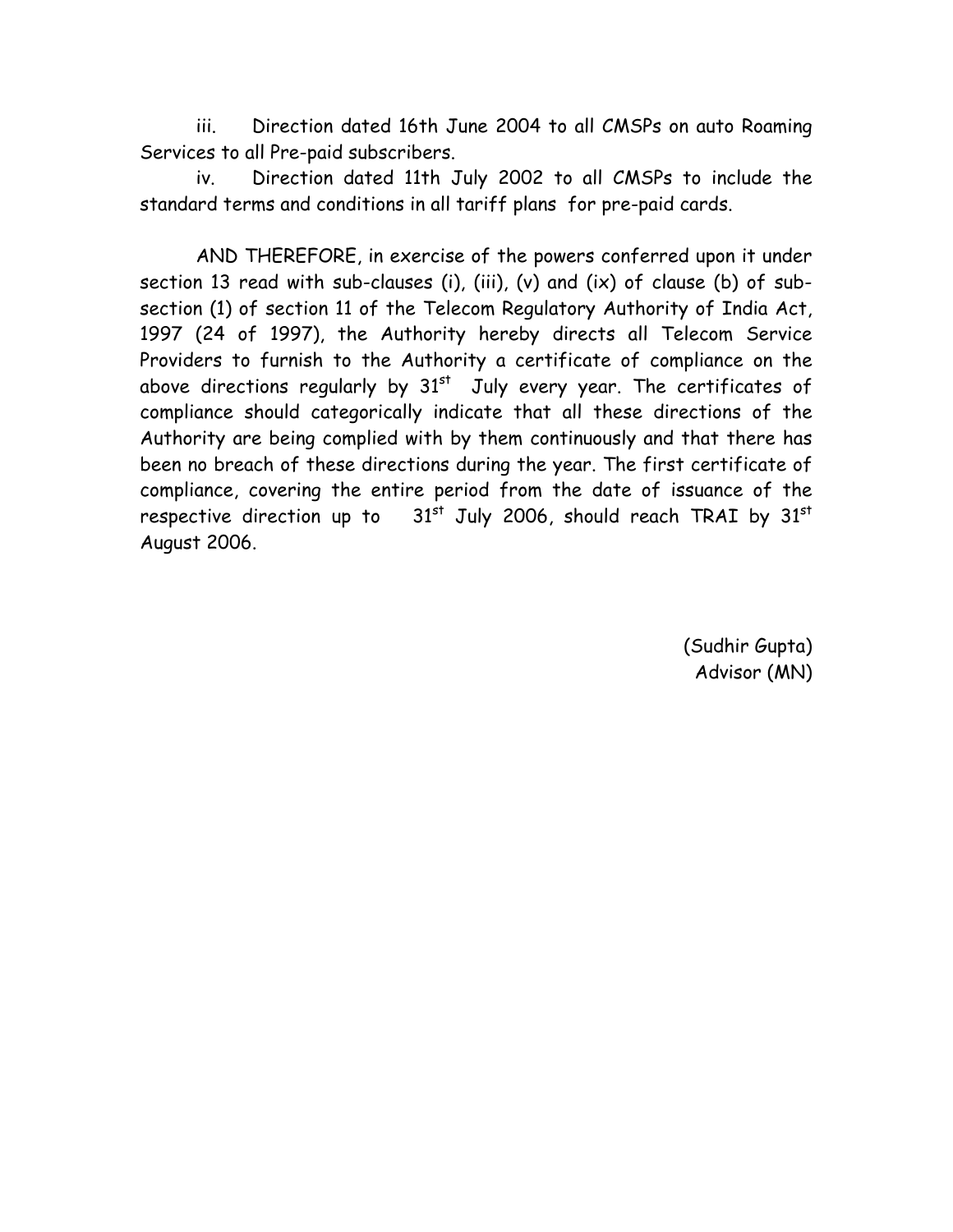iii. Direction dated 16th June 2004 to all CMSPs on auto Roaming Services to all Pre-paid subscribers.

iv. Direction dated 11th July 2002 to all CMSPs to include the standard terms and conditions in all tariff plans for pre-paid cards.

AND THEREFORE, in exercise of the powers conferred upon it under section 13 read with sub-clauses (i), (iii), (v) and (ix) of clause (b) of sub-section (1) of section 11 of the Telecom Regulatory Authority of India Act, 1997 (24 of 1997), the Authority hereby directs all Telecom Service Providers to furnish to the Authority a certificate of compliance on the above directions regularly by 31st July every year. The certificates of compliance should categorically indicate that all these directions of the Authority are being complied with by them continuously and that there has been no breach of these directions during the year. The first certificate of compliance, covering the entire period from the date of issuance of the respective direction up to 31st July 2006, should reach TRAI by 31st August 2006.

(Sudhir Gupta)
Advisor (MN)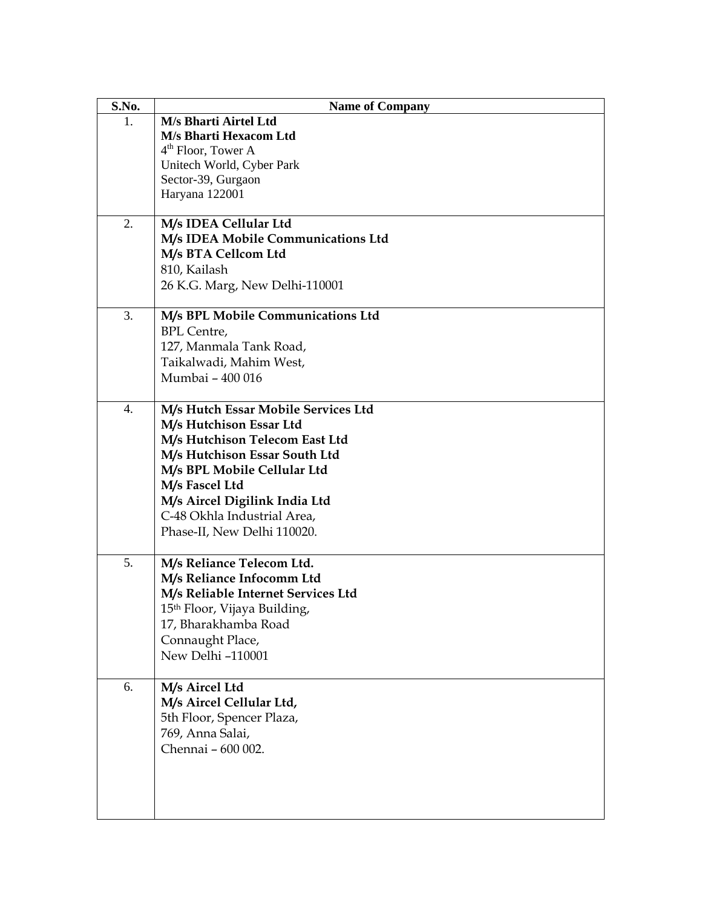| S.No. | Name of Company |
|---|---|
| 1. | **M/s Bharti Airtel Ltd**<br>**M/s Bharti Hexacom Ltd**<br>4th Floor, Tower A<br>Unitech World, Cyber Park<br>Sector-39, Gurgaon<br>Haryana 122001 |
| 2. | **M/s IDEA Cellular Ltd**<br>**M/s IDEA Mobile Communications Ltd**<br>**M/s BTA Cellcom Ltd**<br>810, Kailash<br>26 K.G. Marg, New Delhi-110001 |
| 3. | **M/s BPL Mobile Communications Ltd**<br>BPL Centre,<br>127, Manmala Tank Road,<br>Taikalwadi, Mahim West,<br>Mumbai – 400 016 |
| 4. | **M/s Hutch Essar Mobile Services Ltd**<br>**M/s Hutchison Essar Ltd**<br>**M/s Hutchison Telecom East Ltd**<br>**M/s Hutchison Essar South Ltd**<br>**M/s BPL Mobile Cellular Ltd**<br>**M/s Fascel Ltd**<br>**M/s Aircel Digilink India Ltd**<br>C-48 Okhla Industrial Area,<br>Phase-II, New Delhi 110020. |
| 5. | **M/s Reliance Telecom Ltd.**<br>**M/s Reliance Infocomm Ltd**<br>**M/s Reliable Internet Services Ltd**<br>15th Floor, Vijaya Building,<br>17, Bharakhamba Road<br>Connaught Place,<br>New Delhi –110001 |
| 6. | **M/s Aircel Ltd**<br>**M/s Aircel Cellular Ltd,**<br>5th Floor, Spencer Plaza,<br>769, Anna Salai,<br>Chennai – 600 002. |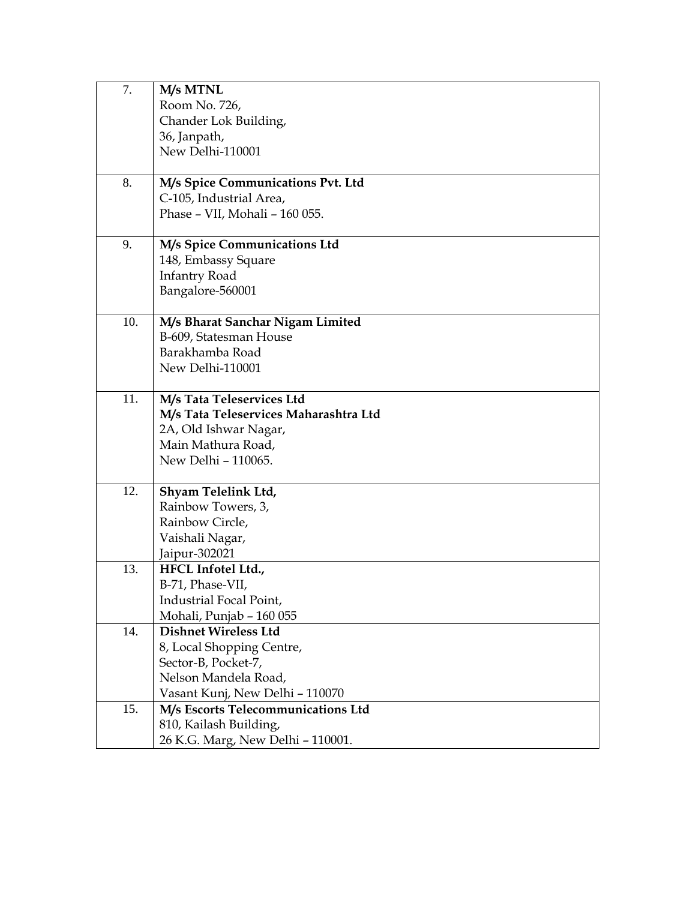| | |
|---|---|
| 7. | **M/s MTNL**<br>Room No. 726,<br>Chander Lok Building,<br>36, Janpath,<br>New Delhi-110001 |
| 8. | **M/s Spice Communications Pvt. Ltd**<br>C-105, Industrial Area,<br>Phase – VII, Mohali – 160 055. |
| 9. | **M/s Spice Communications Ltd**<br>148, Embassy Square<br>Infantry Road<br>Bangalore-560001 |
| 10. | **M/s Bharat Sanchar Nigam Limited**<br>B-609, Statesman House<br>Barakhamba Road<br>New Delhi-110001 |
| 11. | **M/s Tata Teleservices Ltd**<br>**M/s Tata Teleservices Maharashtra Ltd**<br>2A, Old Ishwar Nagar,<br>Main Mathura Road,<br>New Delhi – 110065. |
| 12. | **Shyam Telelink Ltd,**<br>Rainbow Towers, 3,<br>Rainbow Circle,<br>Vaishali Nagar,<br>Jaipur-302021 |
| 13. | **HFCL Infotel Ltd.,**<br>B-71, Phase-VII,<br>Industrial Focal Point,<br>Mohali, Punjab – 160 055 |
| 14. | **Dishnet Wireless Ltd**<br>8, Local Shopping Centre,<br>Sector-B, Pocket-7,<br>Nelson Mandela Road,<br>Vasant Kunj, New Delhi – 110070 |
| 15. | **M/s Escorts Telecommunications Ltd**<br>810, Kailash Building,<br>26 K.G. Marg, New Delhi – 110001. |